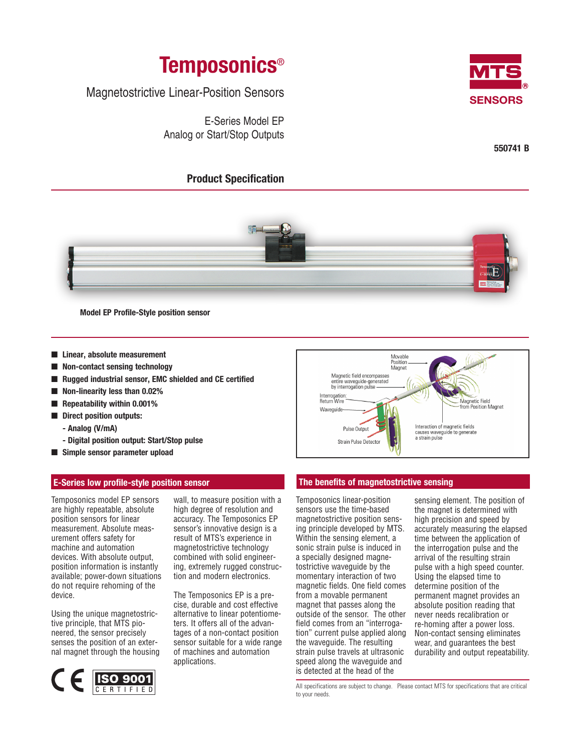# Temposonics®

Magnetostrictive Linear-Position Sensors

E-Series Model EP
Analog or Start/Stop Outputs

MTS® SENSORS

550741 B

## Product Specification

Model EP Profile-Style position sensor

- Linear, absolute measurement
- Non-contact sensing technology
- Rugged industrial sensor, EMC shielded and CE certified
- Non-linearity less than 0.02%
- Repeatability within 0.001%
- Direct position outputs:
  - Analog (V/mA)
  - Digital position output: Start/Stop pulse
- Simple sensor parameter upload

Movable Position Magnet
Magnetic field encompasses entire waveguide-generated by interrogation pulse
Interrogation: Return Wire
Waveguide
Pulse Output
Strain Pulse Detector
Magnetic Field from Position Magnet
Interaction of magnetic fields causes waveguide to generate a strain pulse

## E-Series low profile-style position sensor

Temposonics model EP sensors are highly repeatable, absolute position sensors for linear measurement. Absolute measurement offers safety for machine and automation devices. With absolute output, position information is instantly available; power-down situations do not require rehoming of the device.

Using the unique magnetostrictive principle, that MTS pioneered, the sensor precisely senses the position of an external magnet through the housing wall, to measure position with a high degree of resolution and accuracy. The Temposonics EP sensor's innovative design is a result of MTS's experience in magnetostrictive technology combined with solid engineering, extremely rugged construction and modern electronics.

The Temposonics EP is a precise, durable and cost effective alternative to linear potentiometers. It offers all of the advantages of a non-contact position sensor suitable for a wide range of machines and automation applications.

CE ISO 9001 CERTIFIED

## The benefits of magnetostrictive sensing

Temposonics linear-position sensors use the time-based magnetostrictive position sensing principle developed by MTS. Within the sensing element, a sonic strain pulse is induced in a specially designed magnetostrictive waveguide by the momentary interaction of two magnetic fields. One field comes from a movable permanent magnet that passes along the outside of the sensor. The other field comes from an "interrogation" current pulse applied along the waveguide. The resulting strain pulse travels at ultrasonic speed along the waveguide and is detected at the head of the sensing element. The position of the magnet is determined with high precision and speed by accurately measuring the elapsed time between the application of the interrogation pulse and the arrival of the resulting strain pulse with a high speed counter. Using the elapsed time to determine position of the permanent magnet provides an absolute position reading that never needs recalibration or re-homing after a power loss. Non-contact sensing eliminates wear, and guarantees the best durability and output repeatability.

All specifications are subject to change. Please contact MTS for specifications that are critical to your needs.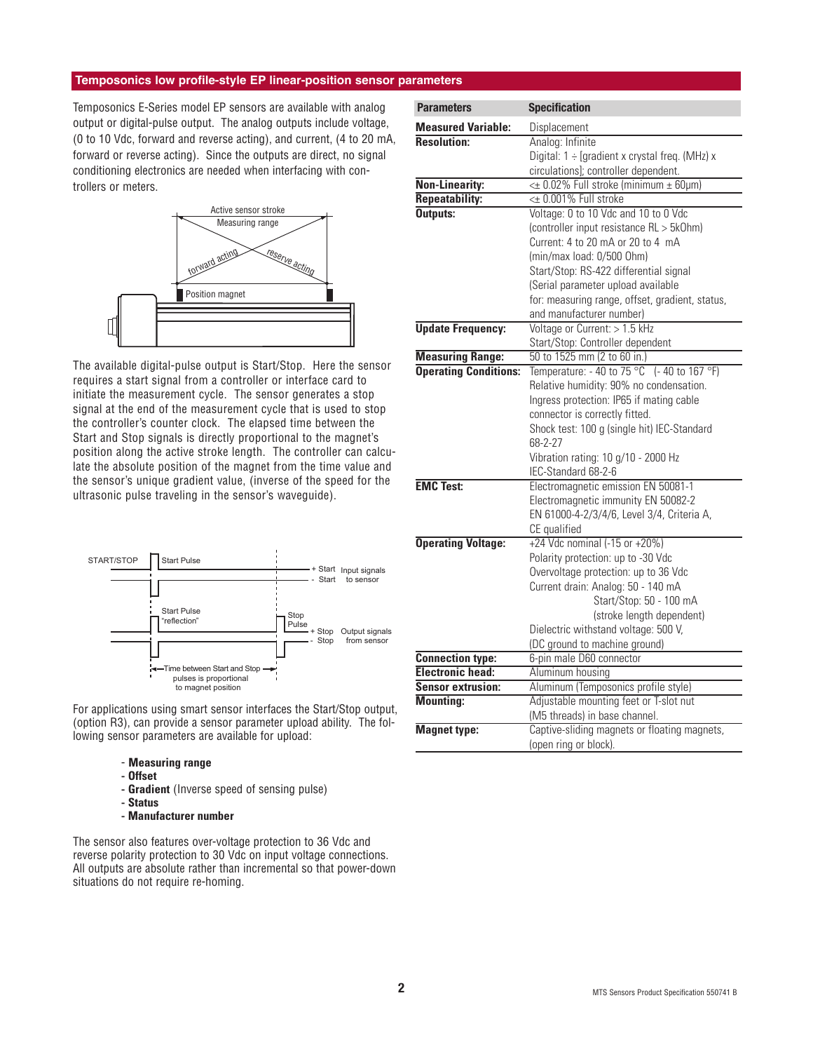## Temposonics low profile-style EP linear-position sensor parameters

Temposonics E-Series model EP sensors are available with analog output or digital-pulse output. The analog outputs include voltage, (0 to 10 Vdc, forward and reverse acting), and current, (4 to 20 mA, forward or reverse acting). Since the outputs are direct, no signal conditioning electronics are needed when interfacing with controllers or meters.

The available digital-pulse output is Start/Stop. Here the sensor requires a start signal from a controller or interface card to initiate the measurement cycle. The sensor generates a stop signal at the end of the measurement cycle that is used to stop the controller's counter clock. The elapsed time between the Start and Stop signals is directly proportional to the magnet's position along the active stroke length. The controller can calculate the absolute position of the magnet from the time value and the sensor's unique gradient value, (inverse of the speed for the ultrasonic pulse traveling in the sensor's waveguide).

For applications using smart sensor interfaces the Start/Stop output, (option R3), can provide a sensor parameter upload ability. The following sensor parameters are available for upload:

- **Measuring range**
- **Offset**
- **Gradient** (Inverse speed of sensing pulse)
- **Status**
- **Manufacturer number**

The sensor also features over-voltage protection to 36 Vdc and reverse polarity protection to 30 Vdc on input voltage connections. All outputs are absolute rather than incremental so that power-down situations do not require re-homing.

| Parameters | Specification |
|---|---|
| **Measured Variable:** | Displacement |
| **Resolution:** | Analog: Infinite<br>Digital: 1 ÷ [gradient x crystal freq. (MHz) x circulations]; controller dependent. |
| **Non-Linearity:** | <± 0.02% Full stroke (minimum ± 60µm) |
| **Repeatability:** | <± 0.001% Full stroke |
| **Outputs:** | Voltage: 0 to 10 Vdc and 10 to 0 Vdc (controller input resistance RL > 5kOhm)<br>Current: 4 to 20 mA or 20 to 4 mA (min/max load: 0/500 Ohm)<br>Start/Stop: RS-422 differential signal (Serial parameter upload available for: measuring range, offset, gradient, status, and manufacturer number) |
| **Update Frequency:** | Voltage or Current: > 1.5 kHz<br>Start/Stop: Controller dependent |
| **Measuring Range:** | 50 to 1525 mm (2 to 60 in.) |
| **Operating Conditions:** | Temperature: - 40 to 75 °C (- 40 to 167 °F)<br>Relative humidity: 90% no condensation.<br>Ingress protection: IP65 if mating cable connector is correctly fitted.<br>Shock test: 100 g (single hit) IEC-Standard 68-2-27<br>Vibration rating: 10 g/10 - 2000 Hz IEC-Standard 68-2-6 |
| **EMC Test:** | Electromagnetic emission EN 50081-1<br>Electromagnetic immunity EN 50082-2<br>EN 61000-4-2/3/4/6, Level 3/4, Criteria A, CE qualified |
| **Operating Voltage:** | +24 Vdc nominal (-15 or +20%)<br>Polarity protection: up to -30 Vdc<br>Overvoltage protection: up to 36 Vdc<br>Current drain: Analog: 50 - 140 mA<br>Start/Stop: 50 - 100 mA (stroke length dependent)<br>Dielectric withstand voltage: 500 V, (DC ground to machine ground) |
| **Connection type:** | 6-pin male D60 connector |
| **Electronic head:** | Aluminum housing |
| **Sensor extrusion:** | Aluminum (Temposonics profile style) |
| **Mounting:** | Adjustable mounting feet or T-slot nut (M5 threads) in base channel. |
| **Magnet type:** | Captive-sliding magnets or floating magnets, (open ring or block). |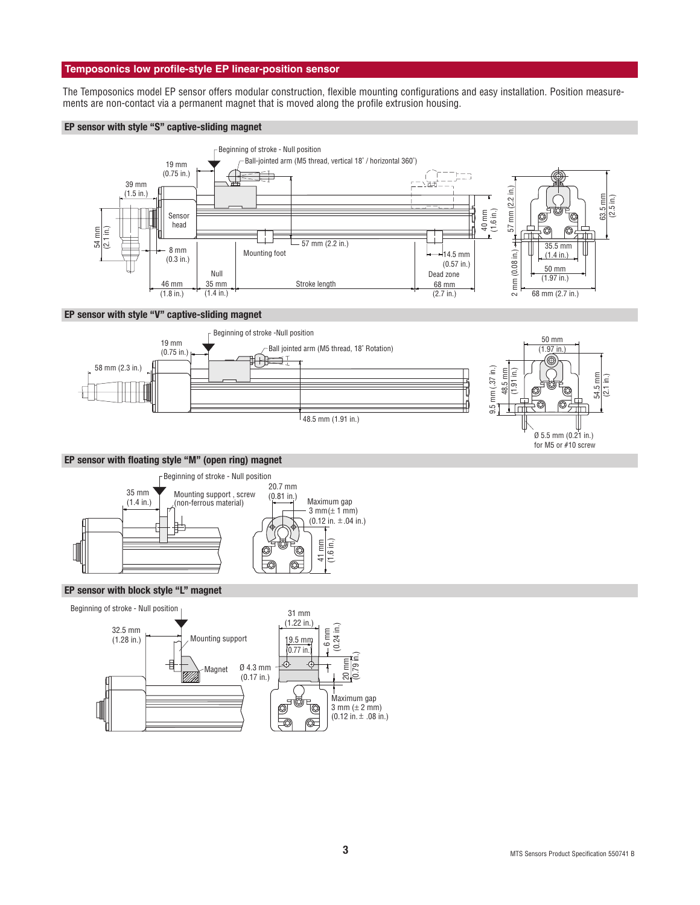## Temposonics low profile-style EP linear-position sensor

The Temposonics model EP sensor offers modular construction, flexible mounting configurations and easy installation. Position measurements are non-contact via a permanent magnet that is moved along the profile extrusion housing.

### EP sensor with style "S" captive-sliding magnet

Beginning of stroke - Null position

Ball-jointed arm (M5 thread, vertical 18˚ / horizontal 360˚)

19 mm (0.75 in.)

39 mm (1.5 in.)

54 mm (2.1 in.)

Sensor head

8 mm (0.3 in.)

Mounting foot

57 mm (2.2 in.)

14.5 mm (0.57 in.)

Dead zone

40 mm (1.6 in.)

57 mm (2.2 in.)

63.5 mm (2.5 in.)

35.5 mm (1.4 in.)

50 mm (1.97 in.)

2 mm (0.08 in.)

68 mm (2.7 in.)

46 mm (1.8 in.)

Null 35 mm (1.4 in.)

Stroke length

68 mm (2.7 in.)

### EP sensor with style "V" captive-sliding magnet

Beginning of stroke -Null position

19 mm (0.75 in.)

Ball jointed arm (M5 thread, 18˚ Rotation)

58 mm (2.3 in.)

48.5 mm (1.91 in.)

50 mm (1.97 in.)

9.5 mm (.37 in.)

48.5 mm (1.91 in.)

54.5 mm (2.1 in.)

Ø 5.5 mm (0.21 in.) for M5 or #10 screw

### EP sensor with floating style "M" (open ring) magnet

Beginning of stroke - Null position

35 mm (1.4 in.)

Mounting support , screw (non-ferrous material)

20.7 mm (0.81 in.)

Maximum gap 3 mm(± 1 mm) (0.12 in. ±.04 in.)

41 mm (1.6 in.)

### EP sensor with block style "L" magnet

Beginning of stroke - Null position

32.5 mm (1.28 in.)

Mounting support

Magnet

31 mm (1.22 in.)

19.5 mm (0.77 in.)

6 mm (0.24 in.)

Ø 4.3 mm (0.17 in.)

20 mm (0.79 in.)

Maximum gap 3 mm (± 2 mm) (0.12 in. ± .08 in.)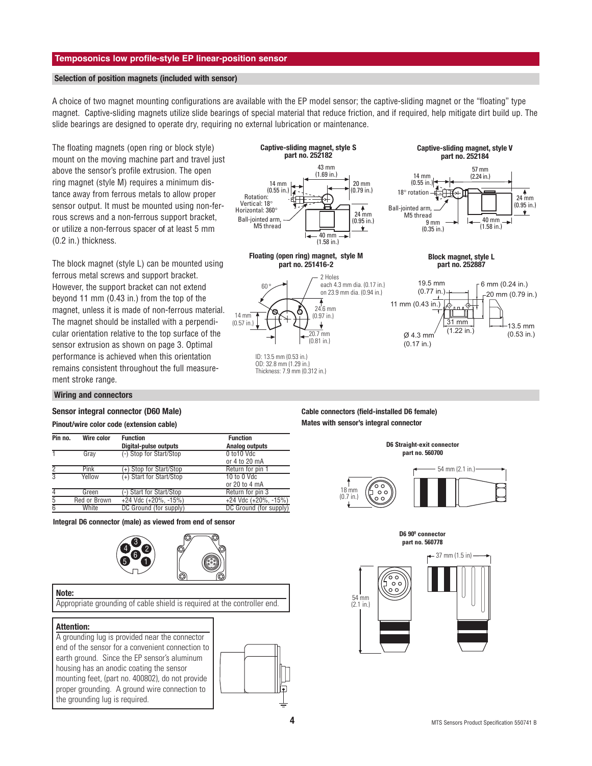## Temposonics low profile-style EP linear-position sensor

### Selection of position magnets (included with sensor)

A choice of two magnet mounting configurations are available with the EP model sensor; the captive-sliding magnet or the "floating" type magnet. Captive-sliding magnets utilize slide bearings of special material that reduce friction, and if required, help mitigate dirt build up. The slide bearings are designed to operate dry, requiring no external lubrication or maintenance.

The floating magnets (open ring or block style) mount on the moving machine part and travel just above the sensor's profile extrusion. The open ring magnet (style M) requires a minimum distance away from ferrous metals to allow proper sensor output. It must be mounted using non-ferrous screws and a non-ferrous support bracket, or utilize a non-ferrous spacer of at least 5 mm (0.2 in.) thickness.

The block magnet (style L) can be mounted using ferrous metal screws and support bracket. However, the support bracket can not extend beyond 11 mm (0.43 in.) from the top of the magnet, unless it is made of non-ferrous material. The magnet should be installed with a perpendicular orientation relative to the top surface of the sensor extrusion as shown on page 3. Optimal performance is achieved when this orientation remains consistent throughout the full measurement stroke range.

**Captive-sliding magnet, style S**
**part no. 252182**

43 mm (1.69 in.); 14 mm (0.55 in.); 20 mm (0.79 in.); 24 mm (0.95 in.); 40 mm (1.58 in.)
Rotation: Vertical: 18° Horizontal: 360°
Ball-jointed arm, M5 thread

**Captive-sliding magnet, style V**
**part no. 252184**

57 mm (2.24 in.); 14 mm (0.55 in.); 24 mm (0.95 in.); 9 mm (0.35 in.); 40 mm (1.58 in.)
18° rotation
Ball-jointed arm, M5 thread

**Floating (open ring) magnet, style M**
**part no. 251416-2**

60°; 2 Holes each 4.3 mm dia. (0.17 in.) on 23.9 mm dia. (0.94 in.); 24.6 mm (0.97 in.); 14 mm (0.57 in.); 20.7 mm (0.81 in.)

ID: 13.5 mm (0.53 in.)
OD: 32.8 mm (1.29 in.)
Thickness: 7.9 mm (0.312 in.)

**Block magnet, style L**
**part no. 252887**

19.5 mm (0.77 in.); 6 mm (0.24 in.); 20 mm (0.79 in.); 11 mm (0.43 in.); 31 mm (1.22 in.); Ø 4.3 mm (0.17 in.); 13.5 mm (0.53 in.)

### Wiring and connectors

**Sensor integral connector (D60 Male)**

**Pinout/wire color code (extension cable)**

| Pin no. | Wire color | Function Digital-pulse outputs | Function Analog outputs |
|---|---|---|---|
| 1 | Gray | (-) Stop for Start/Stop | 0 to10 Vdc or 4 to 20 mA |
| 2 | Pink | (+) Stop for Start/Stop | Return for pin 1 |
| 3 | Yellow | (+) Start for Start/Stop | 10 to 0 Vdc or 20 to 4 mA |
| 4 | Green | (-) Start for Start/Stop | Return for pin 3 |
| 5 | Red or Brown | +24 Vdc (+20%, -15%) | +24 Vdc (+20%, -15%) |
| 6 | White | DC Ground (for supply) | DC Ground (for supply) |

**Integral D6 connector (male) as viewed from end of sensor**

**Note:**
Appropriate grounding of cable shield is required at the controller end.

**Attention:**
A grounding lug is provided near the connector end of the sensor for a convenient connection to earth ground. Since the EP sensor's aluminum housing has an anodic coating the sensor mounting feet, (part no. 400802), do not provide proper grounding. A ground wire connection to the grounding lug is required.

**Cable connectors (field-installed D6 female)**
**Mates with sensor's integral connector**

**D6 Straight-exit connector**
**part no. 560700**

18 mm (0.7 in.); 54 mm (2.1 in.)

**D6 90° connector**
**part no. 560778**

37 mm (1.5 in); 54 mm (2.1 in.)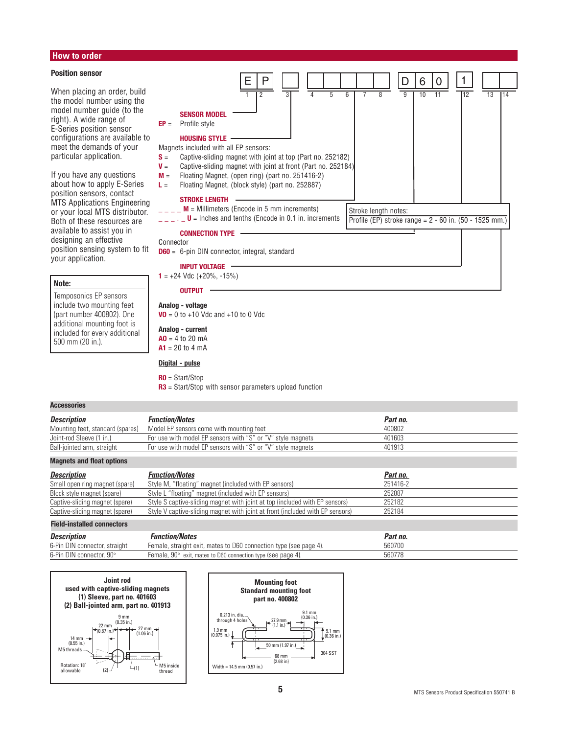## How to order

### Position sensor

When placing an order, build the model number using the model number guide (to the right). A wide range of E-Series position sensor configurations are available to meet the demands of your particular application.

If you have any questions about how to apply E-Series position sensors, contact MTS Applications Engineering or your local MTS distributor. Both of these resources are available to assist you in designing an effective position sensing system to fit your application.

**Note:**

Temposonics EP sensors include two mounting feet (part number 400802). One additional mounting foot is included for every additional 500 mm (20 in.).

| E | P | | | | | | | D | 6 | 0 | 1 | | |
|---|---|---|---|---|---|---|---|---|---|---|---|---|---|
| 1 | 2 | 3 | 4 | 5 | 6 | 7 | 8 | 9 | 10 | 11 | 12 | 13 | 14 |

**SENSOR MODEL**

**EP** = Profile style

**HOUSING STYLE**

Magnets included with all EP sensors:

- **S** = Captive-sliding magnet with joint at top (Part no. 252182)
- **V** = Captive-sliding magnet with joint at front (Part no. 252184)
- **M** = Floating Magnet, (open ring) (part no. 251416-2)
- **L** = Floating Magnet, (block style) (part no. 252887)

**STROKE LENGTH**

- _ _ _ _ **M** = Millimeters (Encode in 5 mm increments)
- _ _ _ . _ **U** = Inches and tenths (Encode in 0.1 in. increments

Stroke length notes:
Profile (EP) stroke range = 2 - 60 in. (50 - 1525 mm.)

**CONNECTION TYPE**

Connector

**D60** = 6-pin DIN connector, integral, standard

**INPUT VOLTAGE**

**1** = +24 Vdc (+20%, -15%)

**OUTPUT**

**Analog - voltage**

**VO** = 0 to +10 Vdc and +10 to 0 Vdc

**Analog - current**

**A0** = 4 to 20 mA
**A1** = 20 to 4 mA

**Digital - pulse**

**R0** = Start/Stop
**R3** = Start/Stop with sensor parameters upload function

### Accessories

| *Description* | *Function/Notes* | *Part no.* |
|---|---|---|
| Mounting feet, standard (spares) | Model EP sensors come with mounting feet | 400802 |
| Joint-rod Sleeve (1 in.) | For use with model EP sensors with "S" or "V" style magnets | 401603 |
| Ball-jointed arm, straight | For use with model EP sensors with "S" or "V" style magnets | 401913 |

### Magnets and float options

| *Description* | *Function/Notes* | *Part no.* |
|---|---|---|
| Small open ring magnet (spare) | Style M, "floating" magnet (included with EP sensors) | 251416-2 |
| Block style magnet (spare) | Style L "floating" magnet (included with EP sensors) | 252887 |
| Captive-sliding magnet (spare) | Style S captive-sliding magnet with joint at top (included with EP sensors) | 252182 |
| Captive-sliding magnet (spare) | Style V captive-sliding magnet with joint at front (included with EP sensors) | 252184 |

### Field-installed connectors

| *Description* | *Function/Notes* | *Part no.* |
|---|---|---|
| 6-Pin DIN connector, straight | Female, straight exit, mates to D60 connection type (see page 4). | 560700 |
| 6-Pin DIN connector, 90° | Female, 90° exit, mates to D60 connection type (see page 4). | 560778 |

**Joint rod used with captive-sliding magnets**
**(1) Sleeve, part no. 401603**
**(2) Ball-jointed arm, part no. 401913**

9 mm (0.35 in.); 22 mm (0.87 in.); 27 mm (1.06 in.); 14 mm (0.55 in.); M5 threads; Rotation: 18° allowable; (2); (1); M5 inside thread

**Mounting foot**
**Standard mounting foot**
**part no. 400802**

0.213 in. dia. through 4 holes; 27.9 mm (1.1 in.); 9.1 mm (0.36 in.); 1.9 mm (0.075 in.); 9.1 mm (0.36 in.); 50 mm (1.97 in.); 68 mm (2.68 in); 304 SST; Width = 14.5 mm (0.57 in.)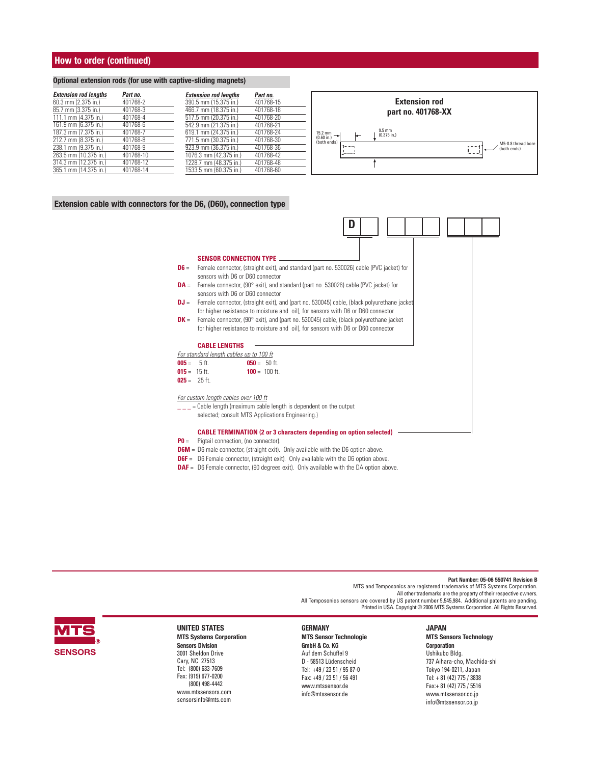## How to order (continued)

### Optional extension rods (for use with captive-sliding magnets)

| *Extension rod lengths* | *Part no.* |
|---|---|
| 60.3 mm (2.375 in.) | 401768-2 |
| 85.7 mm (3.375 in.) | 401768-3 |
| 111.1 mm (4.375 in.) | 401768-4 |
| 161.9 mm (6.375 in.) | 401768-6 |
| 187.3 mm (7.375 in.) | 401768-7 |
| 212.7 mm (8.375 in.) | 401768-8 |
| 238.1 mm (9.375 in.) | 401768-9 |
| 263.5 mm (10.375 in.) | 401768-10 |
| 314.3 mm (12.375 in.) | 401768-12 |
| 365.1 mm (14.375 in.) | 401768-14 |
| 390.5 mm (15.375 in.) | 401768-15 |
| 466.7 mm (18.375 in.) | 401768-18 |
| 517.5 mm (20.375 in.) | 401768-20 |
| 542.9 mm (21.375 in.) | 401768-21 |
| 619.1 mm (24.375 in.) | 401768-24 |
| 771.5 mm (30.375 in.) | 401768-30 |
| 923.9 mm (36.375 in.) | 401768-36 |
| 1076.3 mm (42.375 in.) | 401768-42 |
| 1228.7 mm (48.375 in.) | 401768-48 |
| 1533.5 mm (60.375 in.) | 401768-60 |

**Extension rod part no. 401768-XX**

15.2 mm (0.60 in.) (both ends)
9.5 mm (0.375 in.)
M5-0.8 thread bore (both ends)

### Extension cable with connectors for the D6, (D60), connection type

D _ | _ _ _ | _ _ _

**SENSOR CONNECTION TYPE**

- **D6** = Female connector, (straight exit), and standard (part no. 530026) cable (PVC jacket) for sensors with D6 or D60 connector
- **DA** = Female connector, (90° exit), and standard (part no. 530026) cable (PVC jacket) for sensors with D6 or D60 connector
- **DJ** = Female connector, (straight exit), and (part no. 530045) cable, (black polyurethane jacket for higher resistance to moisture and oil), for sensors with D6 or D60 connector
- **DK** = Female connector, (90° exit), and (part no. 530045) cable, (black polyurethane jacket for higher resistance to moisture and oil), for sensors with D6 or D60 connector

**CABLE LENGTHS**

*For standard length cables up to 100 ft*

- **005** = 5 ft.
- **015** = 15 ft.
- **025** = 25 ft.
- **050** = 50 ft.
- **100** = 100 ft.

*For custom length cables over 100 ft*

_ _ _ = Cable length (maximum cable length is dependent on the output selected; consult MTS Applications Engineering.)

**CABLE TERMINATION (2 or 3 characters depending on option selected)**

- **P0** = Pigtail connection, (no connector).
- **D6M** = D6 male connector, (straight exit). Only available with the D6 option above.
- **D6F** = D6 Female connector, (straight exit). Only available with the D6 option above.
- **DAF** = D6 Female connector, (90 degrees exit). Only available with the DA option above.

**Part Number: 05-06 550741 Revision B**

MTS and Temposonics are registered trademarks of MTS Systems Corporation.
All other trademarks are the property of their respective owners.
All Temposonics sensors are covered by US patent number 5,545,984. Additional patents are pending.
Printed in USA. Copyright © 2006 MTS Systems Corporation. All Rights Reserved.

MTS SENSORS

**UNITED STATES**
**MTS Systems Corporation**
**Sensors Division**
3001 Sheldon Drive
Cary, NC 27513
Tel: (800) 633-7609
Fax: (919) 677-0200
(800) 498-4442
www.mtssensors.com
sensorsinfo@mts.com

**GERMANY**
**MTS Sensor Technologie GmbH & Co. KG**
Auf dem Schüffel 9
D - 58513 Lüdenscheid
Tel: +49 / 23 51 / 95 87-0
Fax: +49 / 23 51 / 56 491
www.mtssensor.de
info@mtssensor.de

**JAPAN**
**MTS Sensors Technology Corporation**
Ushikubo Bldg.
737 Aihara-cho, Machida-shi
Tokyo 194-0211, Japan
Tel: + 81 (42) 775 / 3838
Fax:+ 81 (42) 775 / 5516
www.mtssensor.co.jp
info@mtssensor.co.jp